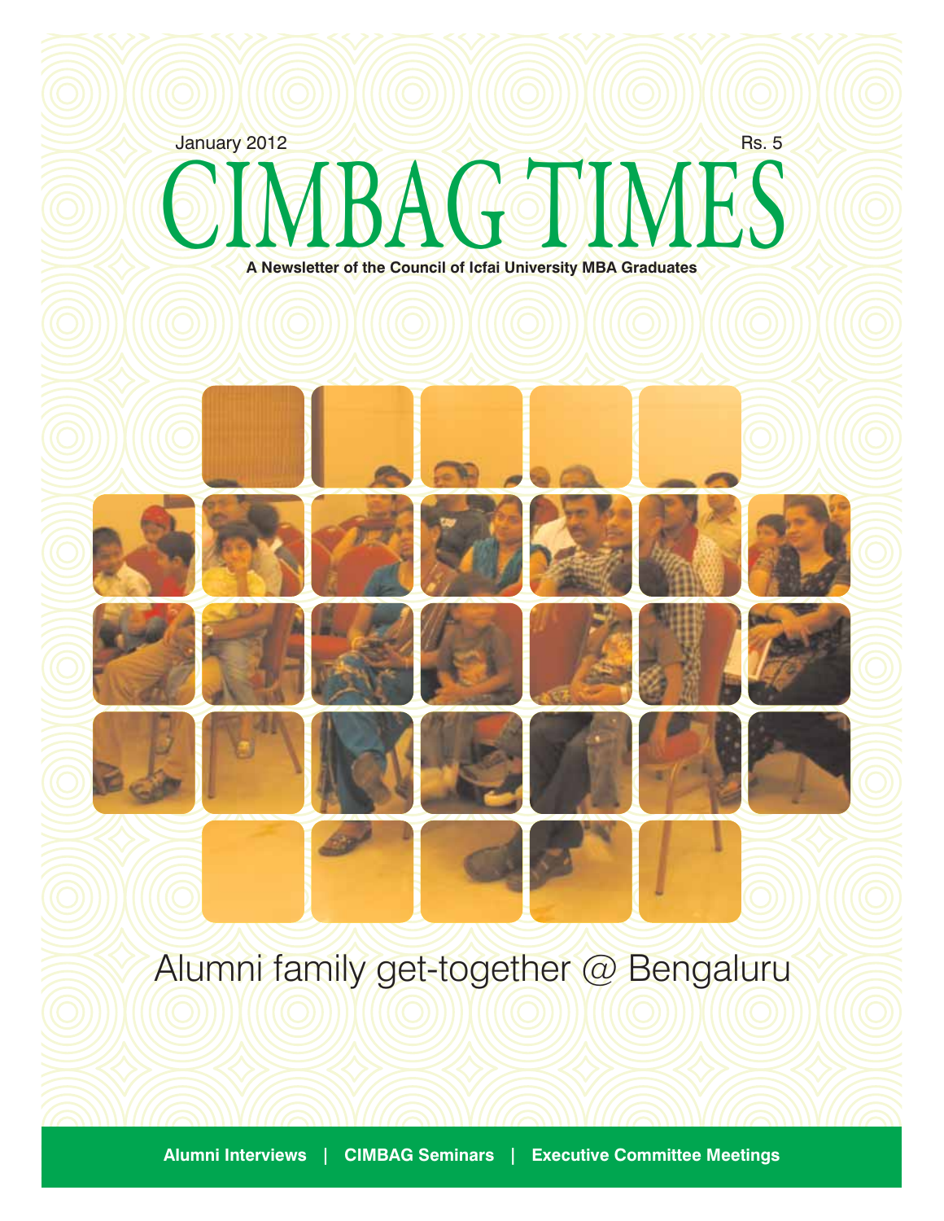January 2012

Rs. 5

# CIMBAG TIMES

**A Newsletter of the Council of Icfai University MBA Graduates**

## Alumni family get-together @ Bengaluru

**Alumni Interviews | CIMBAG Seminars | Executive Committee Meetings**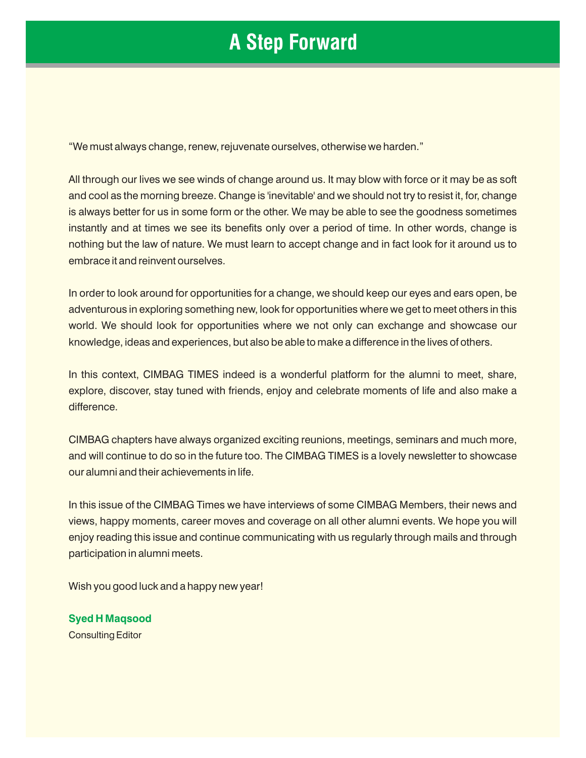# A Step Forward

"We must always change, renew, rejuvenate ourselves, otherwise we harden."

All through our lives we see winds of change around us. It may blow with force or it may be as soft and cool as the morning breeze. Change is 'inevitable' and we should not try to resist it, for, change is always better for us in some form or the other. We may be able to see the goodness sometimes instantly and at times we see its benefits only over a period of time. In other words, change is nothing but the law of nature. We must learn to accept change and in fact look for it around us to embrace it and reinvent ourselves.

In order to look around for opportunities for a change, we should keep our eyes and ears open, be adventurous in exploring something new, look for opportunities where we get to meet others in this world. We should look for opportunities where we not only can exchange and showcase our knowledge, ideas and experiences, but also be able to make a difference in the lives of others.

In this context, CIMBAG TIMES indeed is a wonderful platform for the alumni to meet, share, explore, discover, stay tuned with friends, enjoy and celebrate moments of life and also make a difference.

CIMBAG chapters have always organized exciting reunions, meetings, seminars and much more, and will continue to do so in the future too. The CIMBAG TIMES is a lovely newsletter to showcase our alumni and their achievements in life.

In this issue of the CIMBAG Times we have interviews of some CIMBAG Members, their news and views, happy moments, career moves and coverage on all other alumni events. We hope you will enjoy reading this issue and continue communicating with us regularly through mails and through participation in alumni meets.

Wish you good luck and a happy new year!

**Syed H Maqsood**
Consulting Editor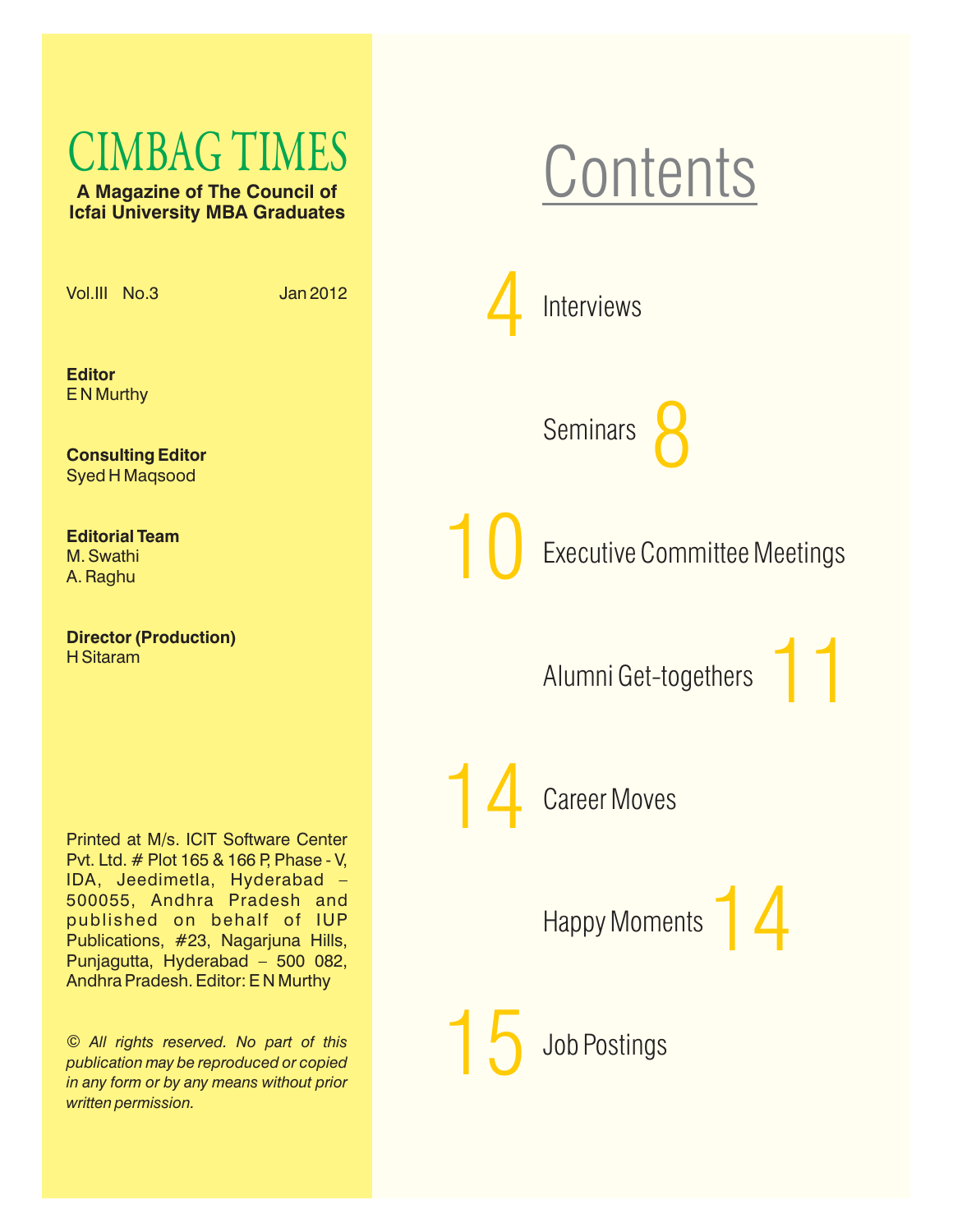# CIMBAG TIMES

**A Magazine of The Council of Icfai University MBA Graduates**

Vol.III No.3 Jan 2012

**Editor**
E N Murthy

**Consulting Editor**
Syed H Maqsood

**Editorial Team**
M. Swathi
A. Raghu

**Director (Production)**
H Sitaram

Printed at M/s. ICIT Software Center Pvt. Ltd. # Plot 165 & 166 P, Phase - V, IDA, Jeedimetla, Hyderabad – 500055, Andhra Pradesh and published on behalf of IUP Publications, #23, Nagarjuna Hills, Punjagutta, Hyderabad – 500 082, Andhra Pradesh. Editor: E N Murthy

*© All rights reserved. No part of this publication may be reproduced or copied in any form or by any means without prior written permission.*

## Contents

4 Interviews

8 Seminars

10 Executive Committee Meetings

11 Alumni Get-togethers

14 Career Moves

14 Happy Moments

15 Job Postings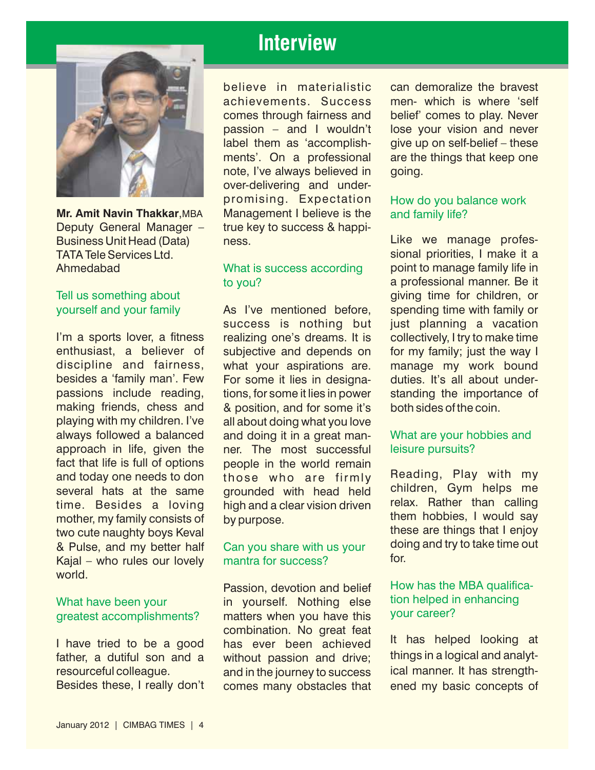# Interview

**Mr. Amit Navin Thakkar**, MBA
Deputy General Manager – Business Unit Head (Data)
TATA Tele Services Ltd.
Ahmedabad

### Tell us something about yourself and your family

I'm a sports lover, a fitness enthusiast, a believer of discipline and fairness, besides a 'family man'. Few passions include reading, making friends, chess and playing with my children. I've always followed a balanced approach in life, given the fact that life is full of options and today one needs to don several hats at the same time. Besides a loving mother, my family consists of two cute naughty boys Keval & Pulse, and my better half Kajal – who rules our lovely world.

### What have been your greatest accomplishments?

I have tried to be a good father, a dutiful son and a resourceful colleague.
Besides these, I really don't believe in materialistic achievements. Success comes through fairness and passion – and I wouldn't label them as 'accomplishments'. On a professional note, I've always believed in over-delivering and under-promising. Expectation Management I believe is the true key to success & happiness.

### What is success according to you?

As I've mentioned before, success is nothing but realizing one's dreams. It is subjective and depends on what your aspirations are. For some it lies in designations, for some it lies in power & position, and for some it's all about doing what you love and doing it in a great manner. The most successful people in the world remain those who are firmly grounded with head held high and a clear vision driven by purpose.

### Can you share with us your mantra for success?

Passion, devotion and belief in yourself. Nothing else matters when you have this combination. No great feat has ever been achieved without passion and drive; and in the journey to success comes many obstacles that can demoralize the bravest men- which is where 'self belief' comes to play. Never lose your vision and never give up on self-belief – these are the things that keep one going.

### How do you balance work and family life?

Like we manage professional priorities, I make it a point to manage family life in a professional manner. Be it giving time for children, or spending time with family or just planning a vacation collectively, I try to make time for my family; just the way I manage my work bound duties. It's all about understanding the importance of both sides of the coin.

### What are your hobbies and leisure pursuits?

Reading, Play with my children, Gym helps me relax. Rather than calling them hobbies, I would say these are things that I enjoy doing and try to take time out for.

### How has the MBA qualification helped in enhancing your career?

It has helped looking at things in a logical and analytical manner. It has strengthened my basic concepts of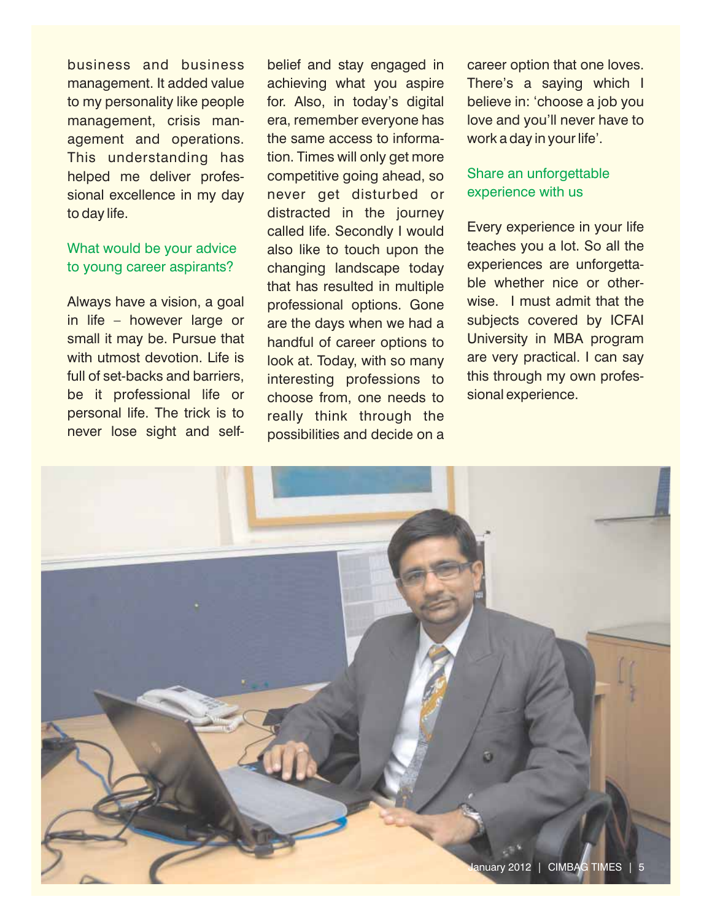business and business management. It added value to my personality like people management, crisis management and operations. This understanding has helped me deliver professional excellence in my day to day life.

### What would be your advice to young career aspirants?

Always have a vision, a goal in life – however large or small it may be. Pursue that with utmost devotion. Life is full of set-backs and barriers, be it professional life or personal life. The trick is to never lose sight and self-belief and stay engaged in achieving what you aspire for. Also, in today's digital era, remember everyone has the same access to information. Times will only get more competitive going ahead, so never get disturbed or distracted in the journey called life. Secondly I would also like to touch upon the changing landscape today that has resulted in multiple professional options. Gone are the days when we had a handful of career options to look at. Today, with so many interesting professions to choose from, one needs to really think through the possibilities and decide on a career option that one loves. There's a saying which I believe in: 'choose a job you love and you'll never have to work a day in your life'.

### Share an unforgettable experience with us

Every experience in your life teaches you a lot. So all the experiences are unforgettable whether nice or otherwise. I must admit that the subjects covered by ICFAI University in MBA program are very practical. I can say this through my own professional experience.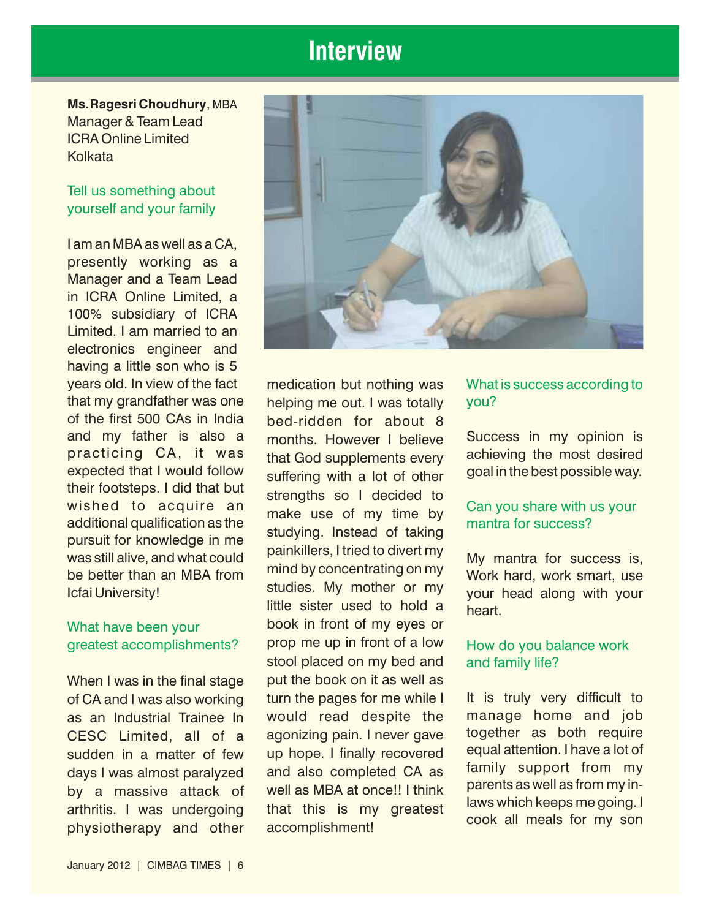# Interview

**Ms. Ragesri Choudhury**, MBA
Manager & Team Lead
ICRA Online Limited
Kolkata

### Tell us something about yourself and your family

I am an MBA as well as a CA, presently working as a Manager and a Team Lead in ICRA Online Limited, a 100% subsidiary of ICRA Limited. I am married to an electronics engineer and having a little son who is 5 years old. In view of the fact that my grandfather was one of the first 500 CAs in India and my father is also a practicing CA, it was expected that I would follow their footsteps. I did that but wished to acquire an additional qualification as the pursuit for knowledge in me was still alive, and what could be better than an MBA from Icfai University!

### What have been your greatest accomplishments?

When I was in the final stage of CA and I was also working as an Industrial Trainee In CESC Limited, all of a sudden in a matter of few days I was almost paralyzed by a massive attack of arthritis. I was undergoing physiotherapy and other medication but nothing was helping me out. I was totally bed-ridden for about 8 months. However I believe that God supplements every suffering with a lot of other strengths so I decided to make use of my time by studying. Instead of taking painkillers, I tried to divert my mind by concentrating on my studies. My mother or my little sister used to hold a book in front of my eyes or prop me up in front of a low stool placed on my bed and put the book on it as well as turn the pages for me while I would read despite the agonizing pain. I never gave up hope. I finally recovered and also completed CA as well as MBA at once!! I think that this is my greatest accomplishment!

### What is success according to you?

Success in my opinion is achieving the most desired goal in the best possible way.

### Can you share with us your mantra for success?

My mantra for success is, Work hard, work smart, use your head along with your heart.

### How do you balance work and family life?

It is truly very difficult to manage home and job together as both require equal attention. I have a lot of family support from my parents as well as from my in-laws which keeps me going. I cook all meals for my son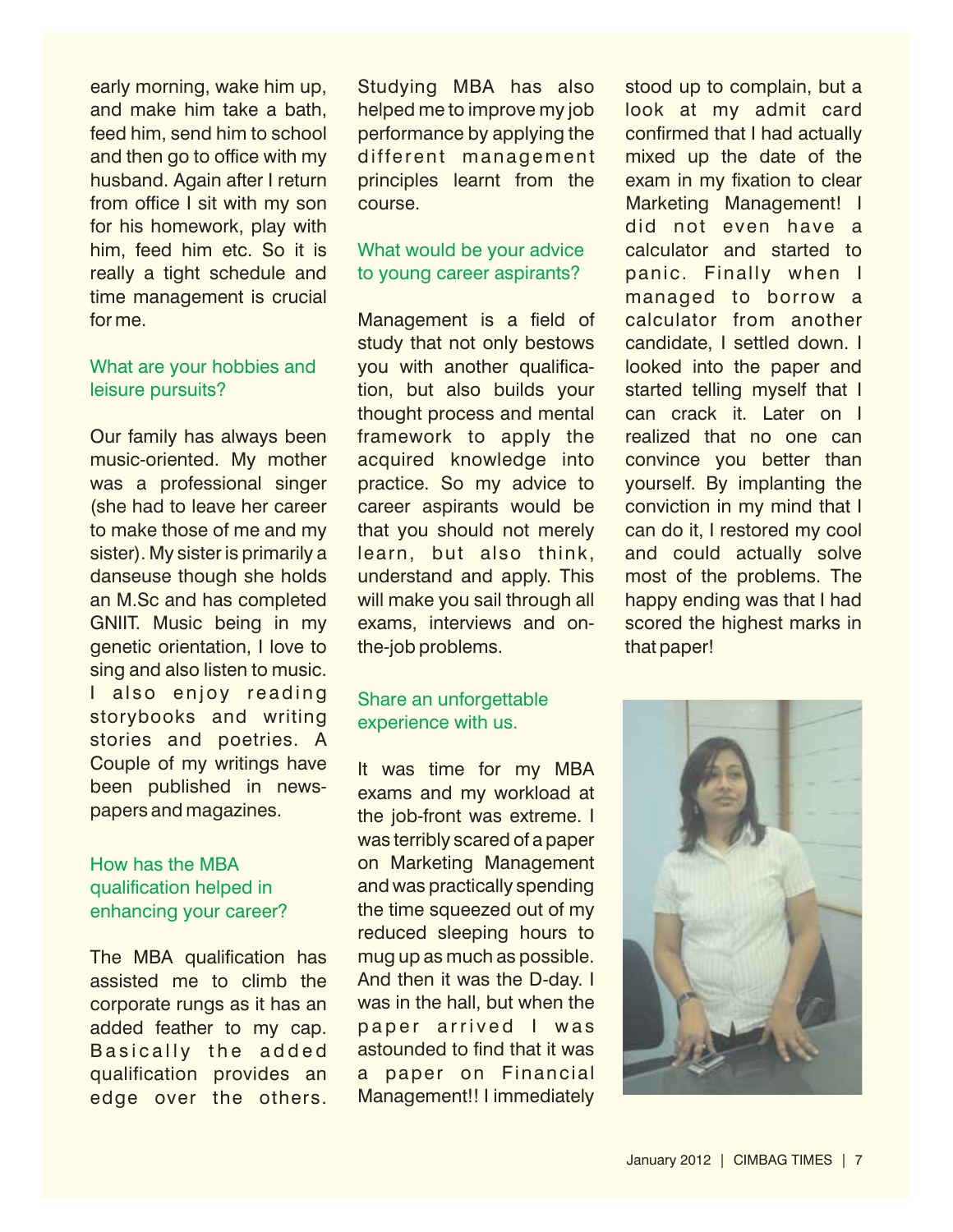early morning, wake him up, and make him take a bath, feed him, send him to school and then go to office with my husband. Again after I return from office I sit with my son for his homework, play with him, feed him etc. So it is really a tight schedule and time management is crucial for me.

### What are your hobbies and leisure pursuits?

Our family has always been music-oriented. My mother was a professional singer (she had to leave her career to make those of me and my sister). My sister is primarily a danseuse though she holds an M.Sc and has completed GNIIT. Music being in my genetic orientation, I love to sing and also listen to music. I also enjoy reading storybooks and writing stories and poetries. A Couple of my writings have been published in newspapers and magazines.

### How has the MBA qualification helped in enhancing your career?

The MBA qualification has assisted me to climb the corporate rungs as it has an added feather to my cap. Basically the added qualification provides an edge over the others. Studying MBA has also helped me to improve my job performance by applying the different management principles learnt from the course.

### What would be your advice to young career aspirants?

Management is a field of study that not only bestows you with another qualification, but also builds your thought process and mental framework to apply the acquired knowledge into practice. So my advice to career aspirants would be that you should not merely learn, but also think, understand and apply. This will make you sail through all exams, interviews and on-the-job problems.

### Share an unforgettable experience with us.

It was time for my MBA exams and my workload at the job-front was extreme. I was terribly scared of a paper on Marketing Management and was practically spending the time squeezed out of my reduced sleeping hours to mug up as much as possible. And then it was the D-day. I was in the hall, but when the paper arrived I was astounded to find that it was a paper on Financial Management!! I immediately stood up to complain, but a look at my admit card confirmed that I had actually mixed up the date of the exam in my fixation to clear Marketing Management! I did not even have a calculator and started to panic. Finally when I managed to borrow a calculator from another candidate, I settled down. I looked into the paper and started telling myself that I can crack it. Later on I realized that no one can convince you better than yourself. By implanting the conviction in my mind that I can do it, I restored my cool and could actually solve most of the problems. The happy ending was that I had scored the highest marks in that paper!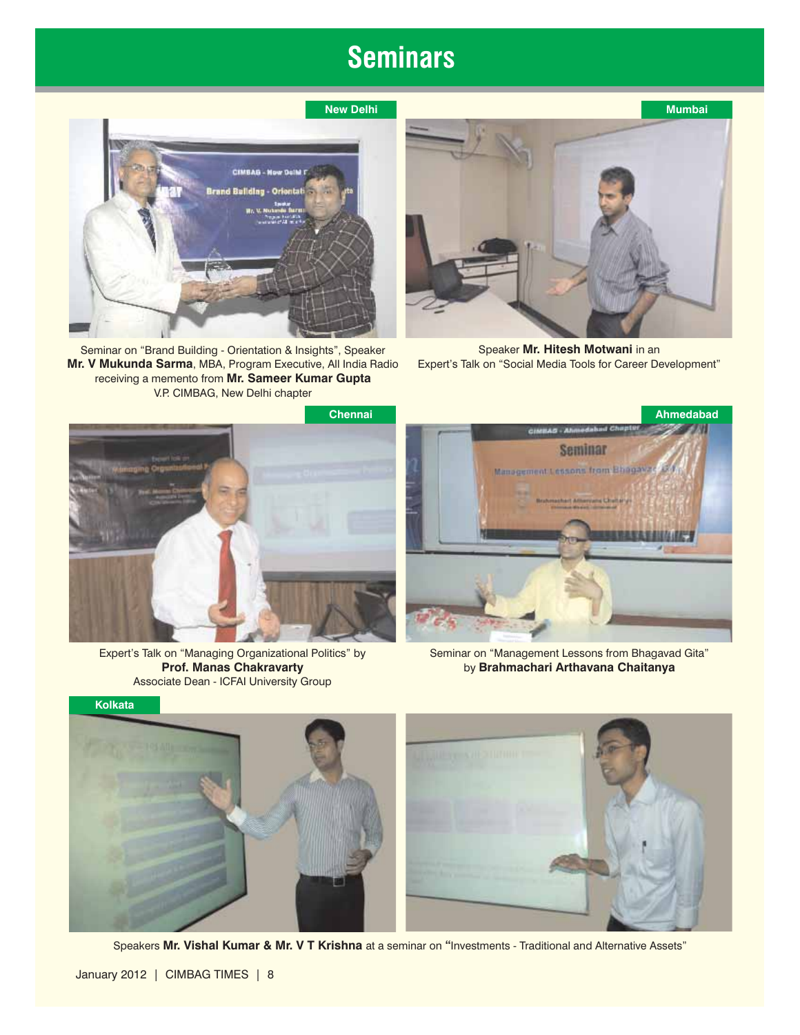# Seminars

**New Delhi**

Seminar on "Brand Building - Orientation & Insights", Speaker **Mr. V Mukunda Sarma**, MBA, Program Executive, All India Radio receiving a memento from **Mr. Sameer Kumar Gupta** V.P. CIMBAG, New Delhi chapter

**Mumbai**

Speaker **Mr. Hitesh Motwani** in an Expert's Talk on "Social Media Tools for Career Development"

**Chennai**

Expert's Talk on "Managing Organizational Politics" by **Prof. Manas Chakravarty** Associate Dean - ICFAI University Group

**Ahmedabad**

Seminar on "Management Lessons from Bhagavad Gita" by **Brahmachari Arthavana Chaitanya**

**Kolkata**

Speakers **Mr. Vishal Kumar & Mr. V T Krishna** at a seminar on "Investments - Traditional and Alternative Assets"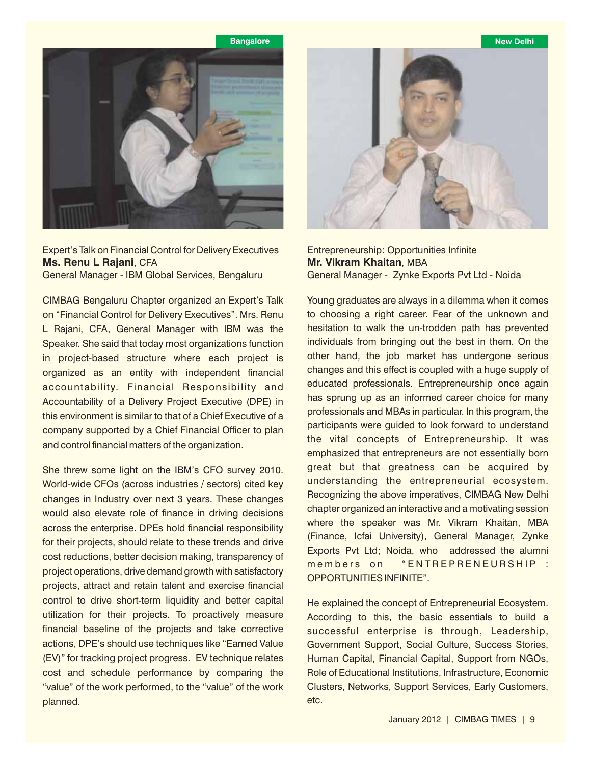Bangalore

Expert's Talk on Financial Control for Delivery Executives
**Ms. Renu L Rajani**, CFA
General Manager - IBM Global Services, Bengaluru

CIMBAG Bengaluru Chapter organized an Expert's Talk on "Financial Control for Delivery Executives". Mrs. Renu L Rajani, CFA, General Manager with IBM was the Speaker. She said that today most organizations function in project-based structure where each project is organized as an entity with independent financial accountability. Financial Responsibility and Accountability of a Delivery Project Executive (DPE) in this environment is similar to that of a Chief Executive of a company supported by a Chief Financial Officer to plan and control financial matters of the organization.

She threw some light on the IBM's CFO survey 2010. World-wide CFOs (across industries / sectors) cited key changes in Industry over next 3 years. These changes would also elevate role of finance in driving decisions across the enterprise. DPEs hold financial responsibility for their projects, should relate to these trends and drive cost reductions, better decision making, transparency of project operations, drive demand growth with satisfactory projects, attract and retain talent and exercise financial control to drive short-term liquidity and better capital utilization for their projects. To proactively measure financial baseline of the projects and take corrective actions, DPE's should use techniques like "Earned Value (EV)" for tracking project progress. EV technique relates cost and schedule performance by comparing the "value" of the work performed, to the "value" of the work planned.

New Delhi

Entrepreneurship: Opportunities Infinite
**Mr. Vikram Khaitan**, MBA
General Manager - Zynke Exports Pvt Ltd - Noida

Young graduates are always in a dilemma when it comes to choosing a right career. Fear of the unknown and hesitation to walk the un-trodden path has prevented individuals from bringing out the best in them. On the other hand, the job market has undergone serious changes and this effect is coupled with a huge supply of educated professionals. Entrepreneurship once again has sprung up as an informed career choice for many professionals and MBAs in particular. In this program, the participants were guided to look forward to understand the vital concepts of Entrepreneurship. It was emphasized that entrepreneurs are not essentially born great but that greatness can be acquired by understanding the entrepreneurial ecosystem. Recognizing the above imperatives, CIMBAG New Delhi chapter organized an interactive and a motivating session where the speaker was Mr. Vikram Khaitan, MBA (Finance, Icfai University), General Manager, Zynke Exports Pvt Ltd; Noida, who addressed the alumni members on "ENTREPRENEURSHIP : OPPORTUNITIES INFINITE".

He explained the concept of Entrepreneurial Ecosystem. According to this, the basic essentials to build a successful enterprise is through, Leadership, Government Support, Social Culture, Success Stories, Human Capital, Financial Capital, Support from NGOs, Role of Educational Institutions, Infrastructure, Economic Clusters, Networks, Support Services, Early Customers, etc.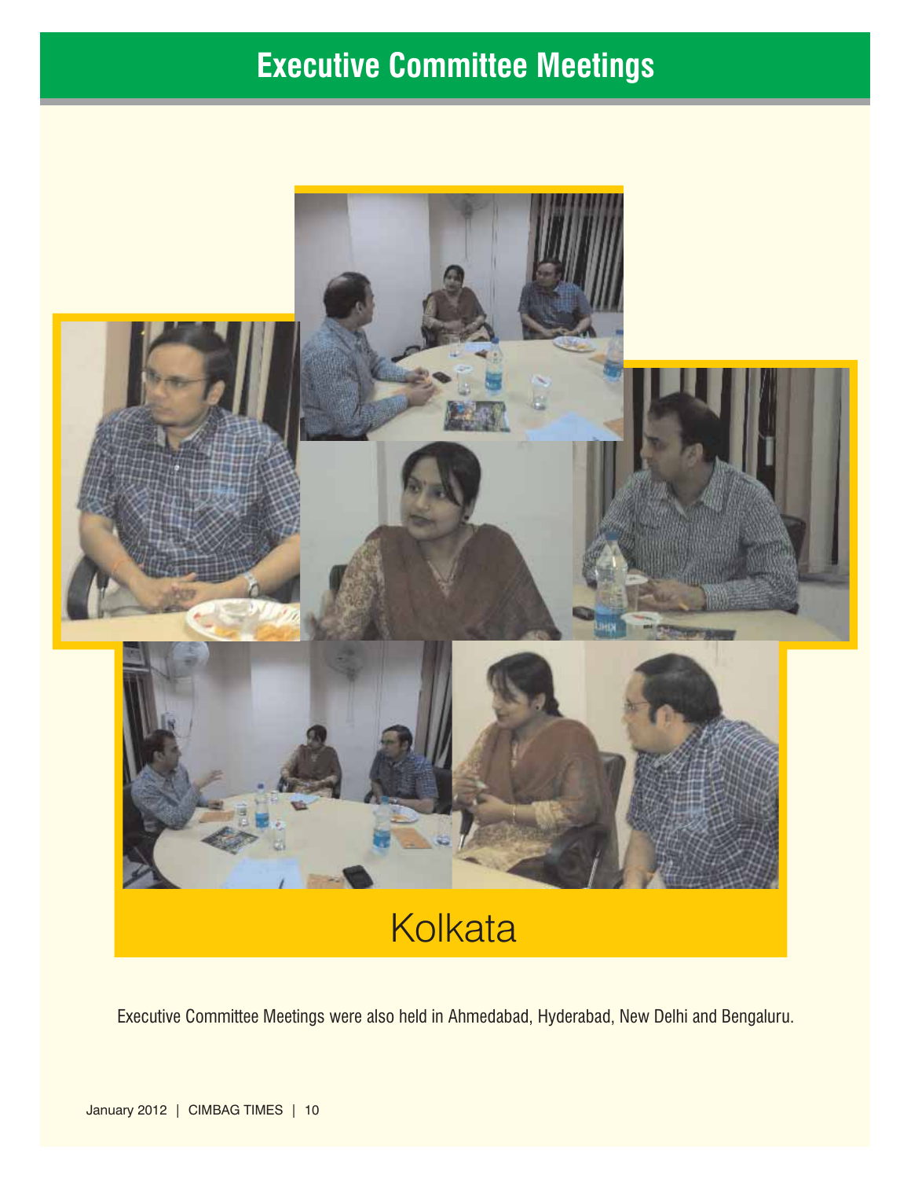# Executive Committee Meetings

Kolkata

Executive Committee Meetings were also held in Ahmedabad, Hyderabad, New Delhi and Bengaluru.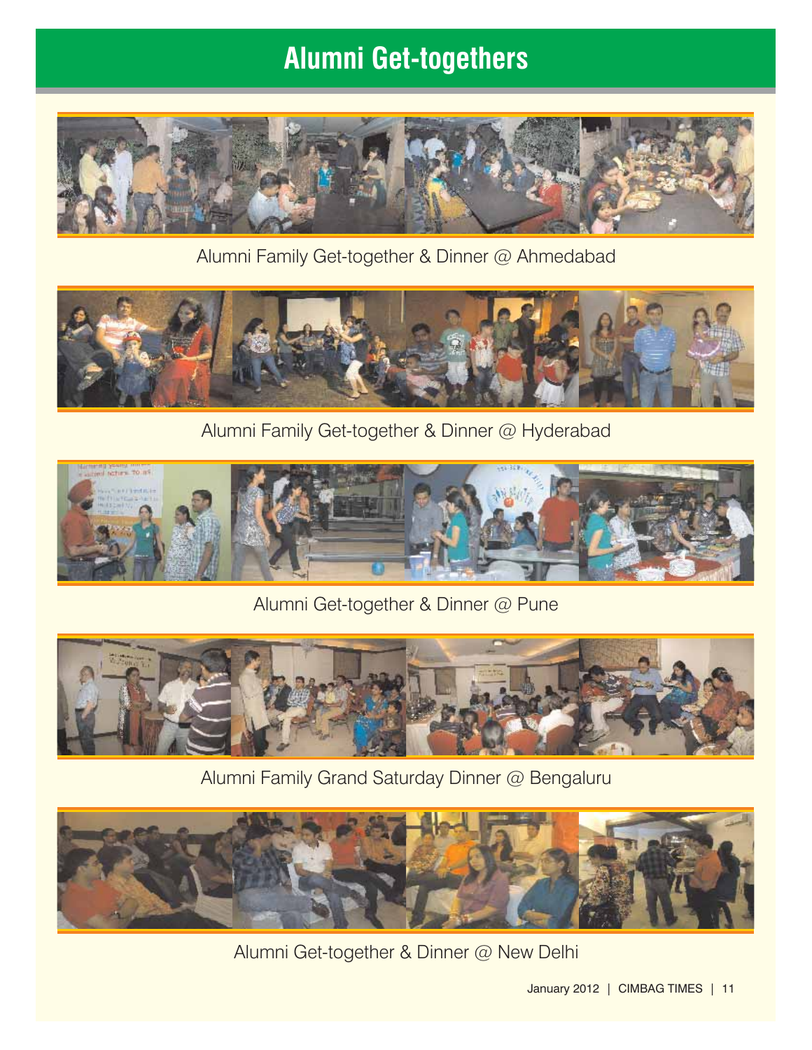# Alumni Get-togethers

Alumni Family Get-together & Dinner @ Ahmedabad

Alumni Family Get-together & Dinner @ Hyderabad

Alumni Get-together & Dinner @ Pune

Alumni Family Grand Saturday Dinner @ Bengaluru

Alumni Get-together & Dinner @ New Delhi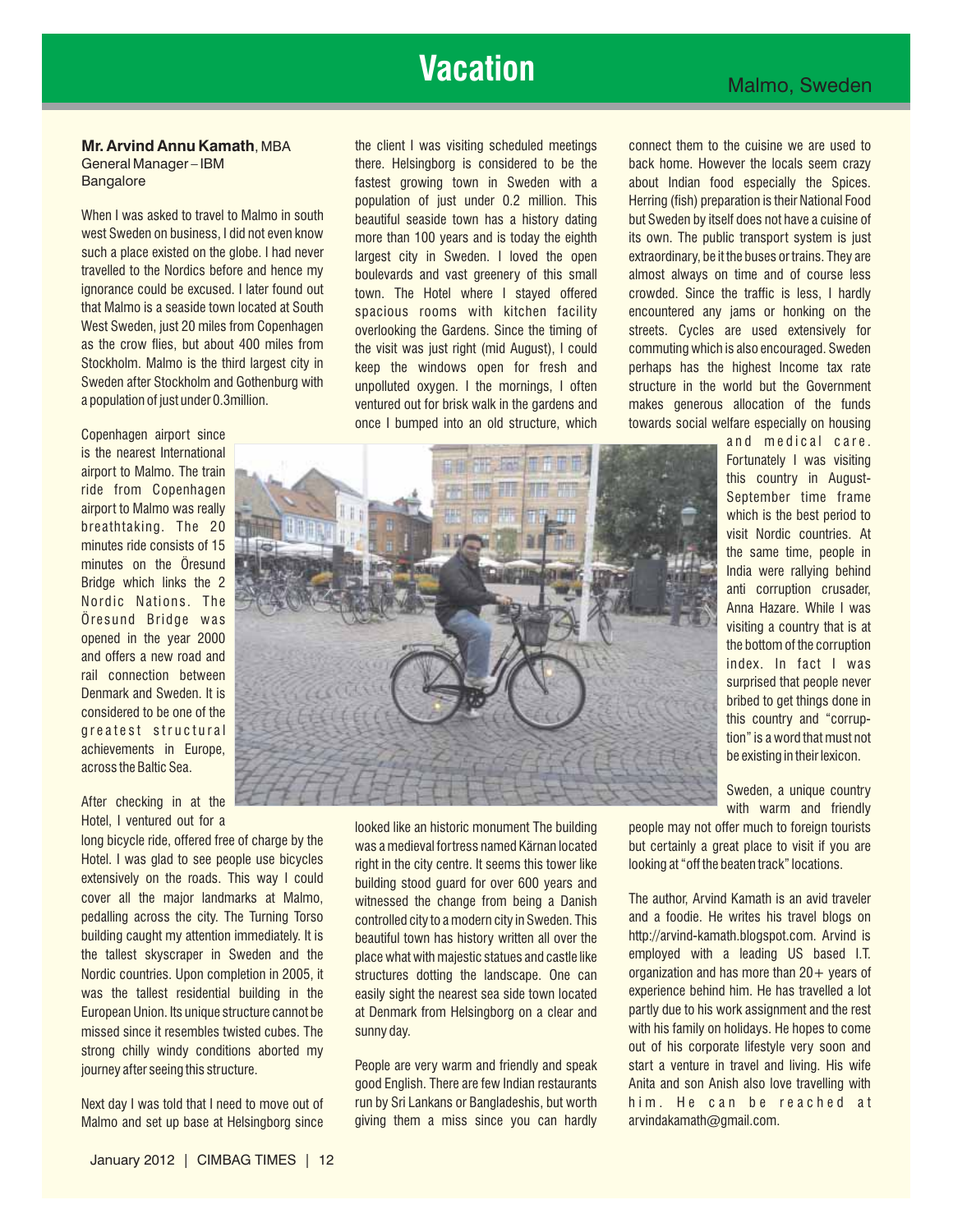# Vacation

Malmo, Sweden

**Mr. Arvind Annu Kamath**, MBA
General Manager – IBM
Bangalore

When I was asked to travel to Malmo in south west Sweden on business, I did not even know such a place existed on the globe. I had never travelled to the Nordics before and hence my ignorance could be excused. I later found out that Malmo is a seaside town located at South West Sweden, just 20 miles from Copenhagen as the crow flies, but about 400 miles from Stockholm. Malmo is the third largest city in Sweden after Stockholm and Gothenburg with a population of just under 0.3million.

Copenhagen airport since is the nearest International airport to Malmo. The train ride from Copenhagen airport to Malmo was really breathtaking. The 20 minutes ride consists of 15 minutes on the Öresund Bridge which links the 2 Nordic Nations. The Öresund Bridge was opened in the year 2000 and offers a new road and rail connection between Denmark and Sweden. It is considered to be one of the greatest structural achievements in Europe, across the Baltic Sea.

After checking in at the Hotel, I ventured out for a long bicycle ride, offered free of charge by the Hotel. I was glad to see people use bicycles extensively on the roads. This way I could cover all the major landmarks at Malmo, pedalling across the city. The Turning Torso building caught my attention immediately. It is the tallest skyscraper in Sweden and the Nordic countries. Upon completion in 2005, it was the tallest residential building in the European Union. Its unique structure cannot be missed since it resembles twisted cubes. The strong chilly windy conditions aborted my journey after seeing this structure.

Next day I was told that I need to move out of Malmo and set up base at Helsingborg since the client I was visiting scheduled meetings there. Helsingborg is considered to be the fastest growing town in Sweden with a population of just under 0.2 million. This beautiful seaside town has a history dating more than 100 years and is today the eighth largest city in Sweden. I loved the open boulevards and vast greenery of this small town. The Hotel where I stayed offered spacious rooms with kitchen facility overlooking the Gardens. Since the timing of the visit was just right (mid August), I could keep the windows open for fresh and unpolluted oxygen. I the mornings, I often ventured out for brisk walk in the gardens and once I bumped into an old structure, which looked like an historic monument The building was a medieval fortress named Kärnan located right in the city centre. It seems this tower like building stood guard for over 600 years and witnessed the change from being a Danish controlled city to a modern city in Sweden. This beautiful town has history written all over the place what with majestic statues and castle like structures dotting the landscape. One can easily sight the nearest sea side town located at Denmark from Helsingborg on a clear and sunny day.

People are very warm and friendly and speak good English. There are few Indian restaurants run by Sri Lankans or Bangladeshis, but worth giving them a miss since you can hardly connect them to the cuisine we are used to back home. However the locals seem crazy about Indian food especially the Spices. Herring (fish) preparation is their National Food but Sweden by itself does not have a cuisine of its own. The public transport system is just extraordinary, be it the buses or trains. They are almost always on time and of course less crowded. Since the traffic is less, I hardly encountered any jams or honking on the streets. Cycles are used extensively for commuting which is also encouraged. Sweden perhaps has the highest Income tax rate structure in the world but the Government makes generous allocation of the funds towards social welfare especially on housing and medical care. Fortunately I was visiting this country in August-September time frame which is the best period to visit Nordic countries. At the same time, people in India were rallying behind anti corruption crusader, Anna Hazare. While I was visiting a country that is at the bottom of the corruption index. In fact I was surprised that people never bribed to get things done in this country and "corruption" is a word that must not be existing in their lexicon.

Sweden, a unique country with warm and friendly people may not offer much to foreign tourists but certainly a great place to visit if you are looking at "off the beaten track" locations.

The author, Arvind Kamath is an avid traveler and a foodie. He writes his travel blogs on http://arvind-kamath.blogspot.com. Arvind is employed with a leading US based I.T. organization and has more than 20+ years of experience behind him. He has travelled a lot partly due to his work assignment and the rest with his family on holidays. He hopes to come out of his corporate lifestyle very soon and start a venture in travel and living. His wife Anita and son Anish also love travelling with him. He can be reached at arvindakamath@gmail.com.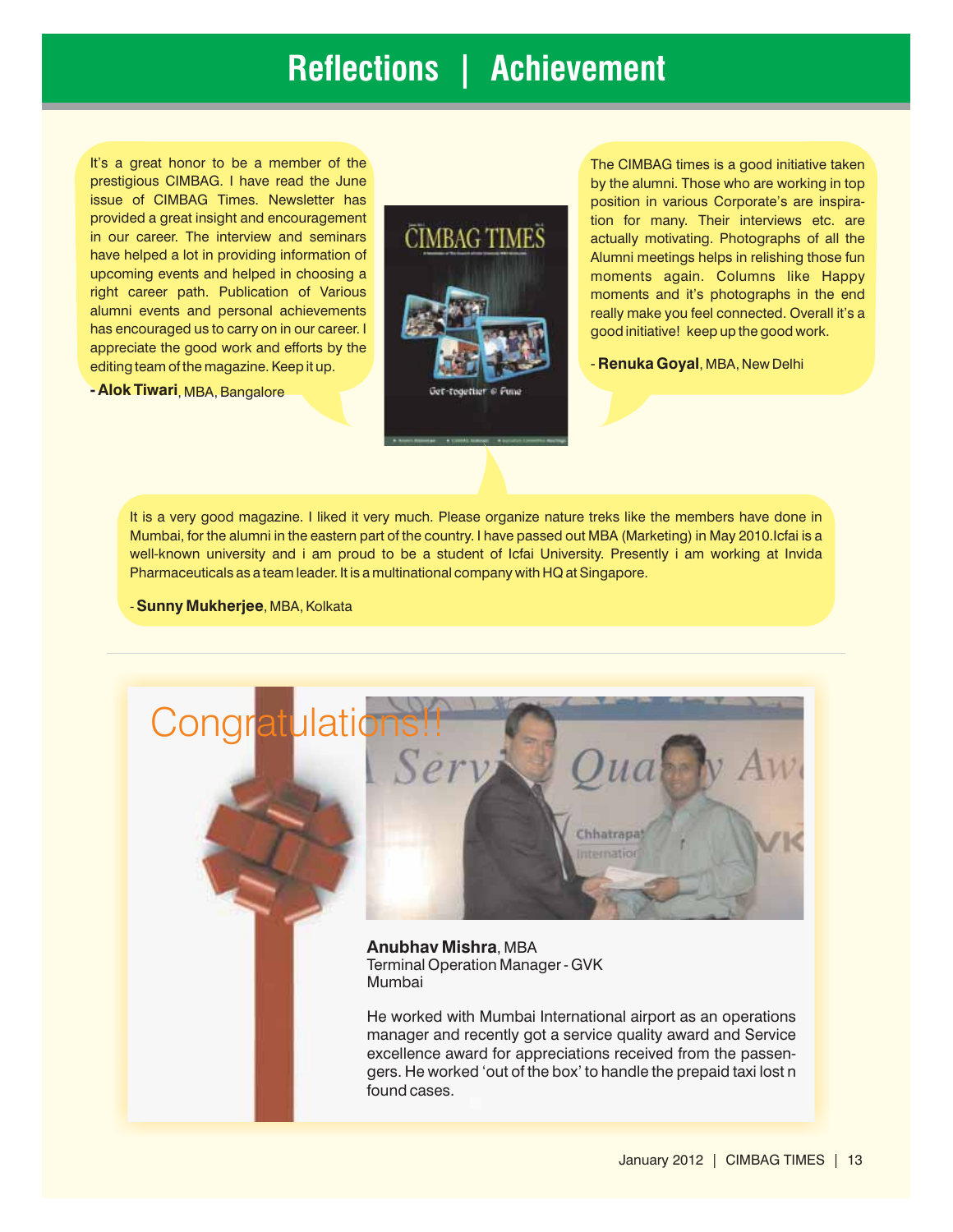# Reflections | Achievement

It's a great honor to be a member of the prestigious CIMBAG. I have read the June issue of CIMBAG Times. Newsletter has provided a great insight and encouragement in our career. The interview and seminars have helped a lot in providing information of upcoming events and helped in choosing a right career path. Publication of Various alumni events and personal achievements has encouraged us to carry on in our career. I appreciate the good work and efforts by the editing team of the magazine. Keep it up.

**- Alok Tiwari**, MBA, Bangalore

The CIMBAG times is a good initiative taken by the alumni. Those who are working in top position in various Corporate's are inspiration for many. Their interviews etc. are actually motivating. Photographs of all the Alumni meetings helps in relishing those fun moments again. Columns like Happy moments and it's photographs in the end really make you feel connected. Overall it's a good initiative! keep up the good work.

\- **Renuka Goyal**, MBA, New Delhi

It is a very good magazine. I liked it very much. Please organize nature treks like the members have done in Mumbai, for the alumni in the eastern part of the country. I have passed out MBA (Marketing) in May 2010.Icfai is a well-known university and i am proud to be a student of Icfai University. Presently i am working at Invida Pharmaceuticals as a team leader. It is a multinational company with HQ at Singapore.

\- **Sunny Mukherjee**, MBA, Kolkata

---

## Congratulations!!

**Anubhav Mishra**, MBA
Terminal Operation Manager - GVK
Mumbai

He worked with Mumbai International airport as an operations manager and recently got a service quality award and Service excellence award for appreciations received from the passengers. He worked 'out of the box' to handle the prepaid taxi lost n found cases.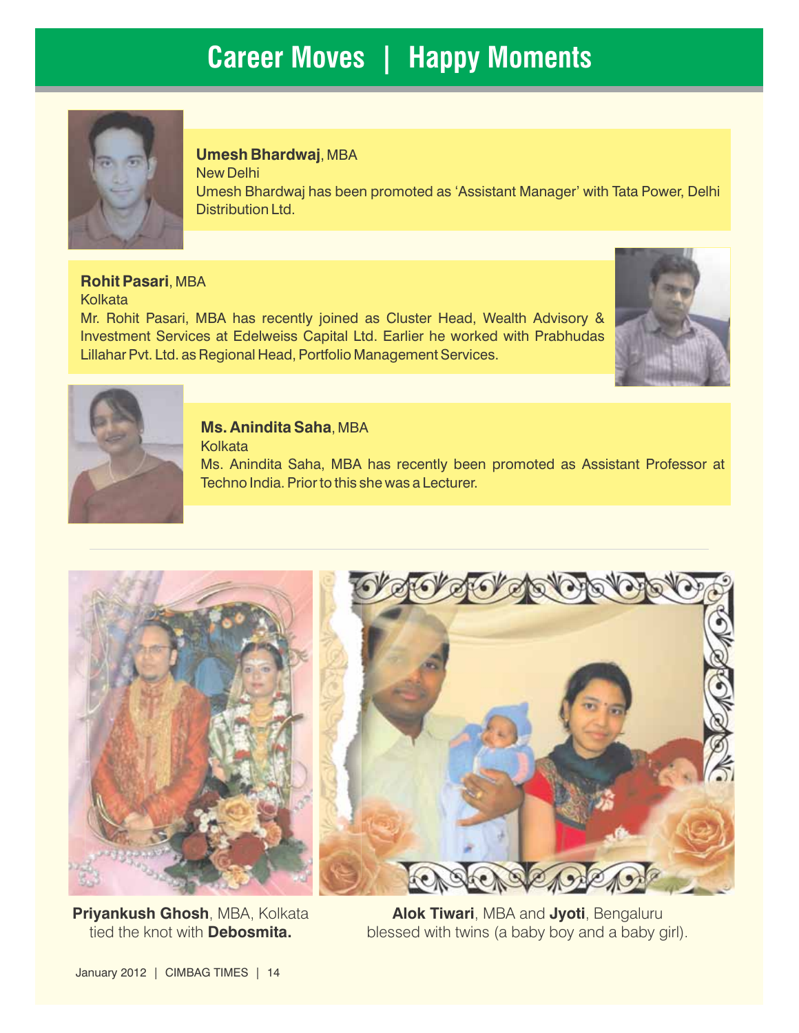# Career Moves | Happy Moments

**Umesh Bhardwaj**, MBA
New Delhi
Umesh Bhardwaj has been promoted as 'Assistant Manager' with Tata Power, Delhi Distribution Ltd.

**Rohit Pasari**, MBA
Kolkata
Mr. Rohit Pasari, MBA has recently joined as Cluster Head, Wealth Advisory & Investment Services at Edelweiss Capital Ltd. Earlier he worked with Prabhudas Lillahar Pvt. Ltd. as Regional Head, Portfolio Management Services.

**Ms. Anindita Saha**, MBA
Kolkata
Ms. Anindita Saha, MBA has recently been promoted as Assistant Professor at Techno India. Prior to this she was a Lecturer.

---

**Priyankush Ghosh**, MBA, Kolkata tied the knot with **Debosmita.**

**Alok Tiwari**, MBA and **Jyoti**, Bengaluru blessed with twins (a baby boy and a baby girl).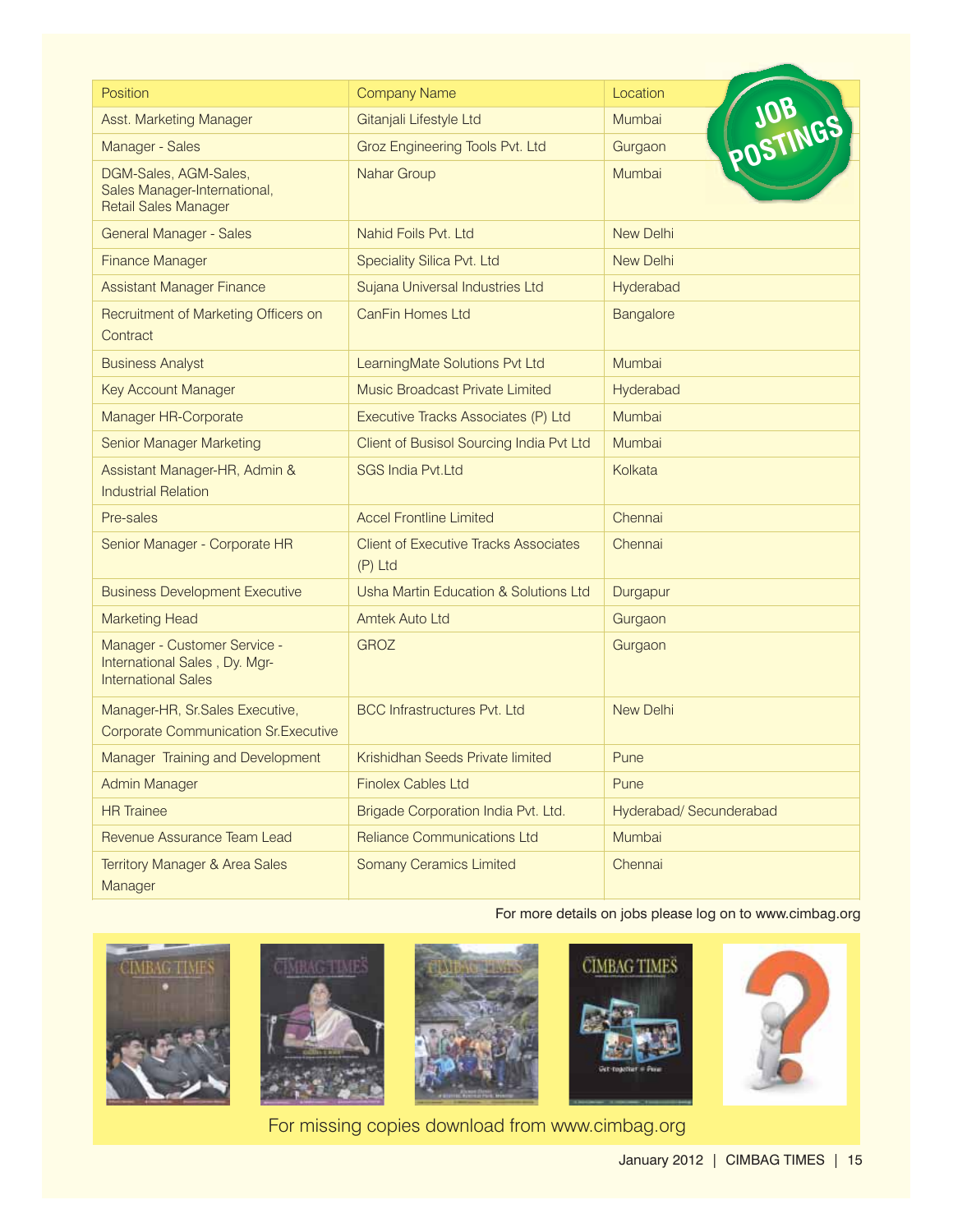## JOB POSTINGS

| Position | Company Name | Location |
|---|---|---|
| Asst. Marketing Manager | Gitanjali Lifestyle Ltd | Mumbai |
| Manager - Sales | Groz Engineering Tools Pvt. Ltd | Gurgaon |
| DGM-Sales, AGM-Sales, Sales Manager-International, Retail Sales Manager | Nahar Group | Mumbai |
| General Manager - Sales | Nahid Foils Pvt. Ltd | New Delhi |
| Finance Manager | Speciality Silica Pvt. Ltd | New Delhi |
| Assistant Manager Finance | Sujana Universal Industries Ltd | Hyderabad |
| Recruitment of Marketing Officers on Contract | CanFin Homes Ltd | Bangalore |
| Business Analyst | LearningMate Solutions Pvt Ltd | Mumbai |
| Key Account Manager | Music Broadcast Private Limited | Hyderabad |
| Manager HR-Corporate | Executive Tracks Associates (P) Ltd | Mumbai |
| Senior Manager Marketing | Client of Busisol Sourcing India Pvt Ltd | Mumbai |
| Assistant Manager-HR, Admin & Industrial Relation | SGS India Pvt.Ltd | Kolkata |
| Pre-sales | Accel Frontline Limited | Chennai |
| Senior Manager - Corporate HR | Client of Executive Tracks Associates (P) Ltd | Chennai |
| Business Development Executive | Usha Martin Education & Solutions Ltd | Durgapur |
| Marketing Head | Amtek Auto Ltd | Gurgaon |
| Manager - Customer Service - International Sales , Dy. Mgr-International Sales | GROZ | Gurgaon |
| Manager-HR, Sr.Sales Executive, Corporate Communication Sr.Executive | BCC Infrastructures Pvt. Ltd | New Delhi |
| Manager Training and Development | Krishidhan Seeds Private limited | Pune |
| Admin Manager | Finolex Cables Ltd | Pune |
| HR Trainee | Brigade Corporation India Pvt. Ltd. | Hyderabad/ Secunderabad |
| Revenue Assurance Team Lead | Reliance Communications Ltd | Mumbai |
| Territory Manager & Area Sales Manager | Somany Ceramics Limited | Chennai |

For more details on jobs please log on to www.cimbag.org

For missing copies download from www.cimbag.org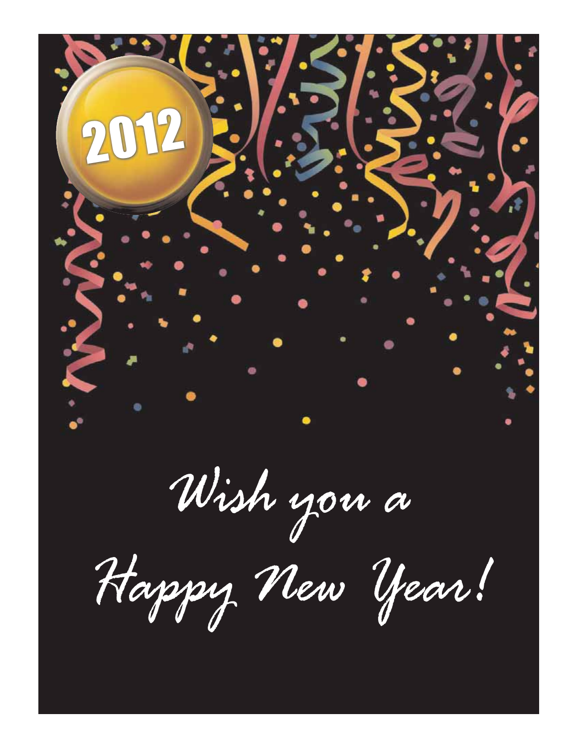2012

Wish you a

Happy New Year!